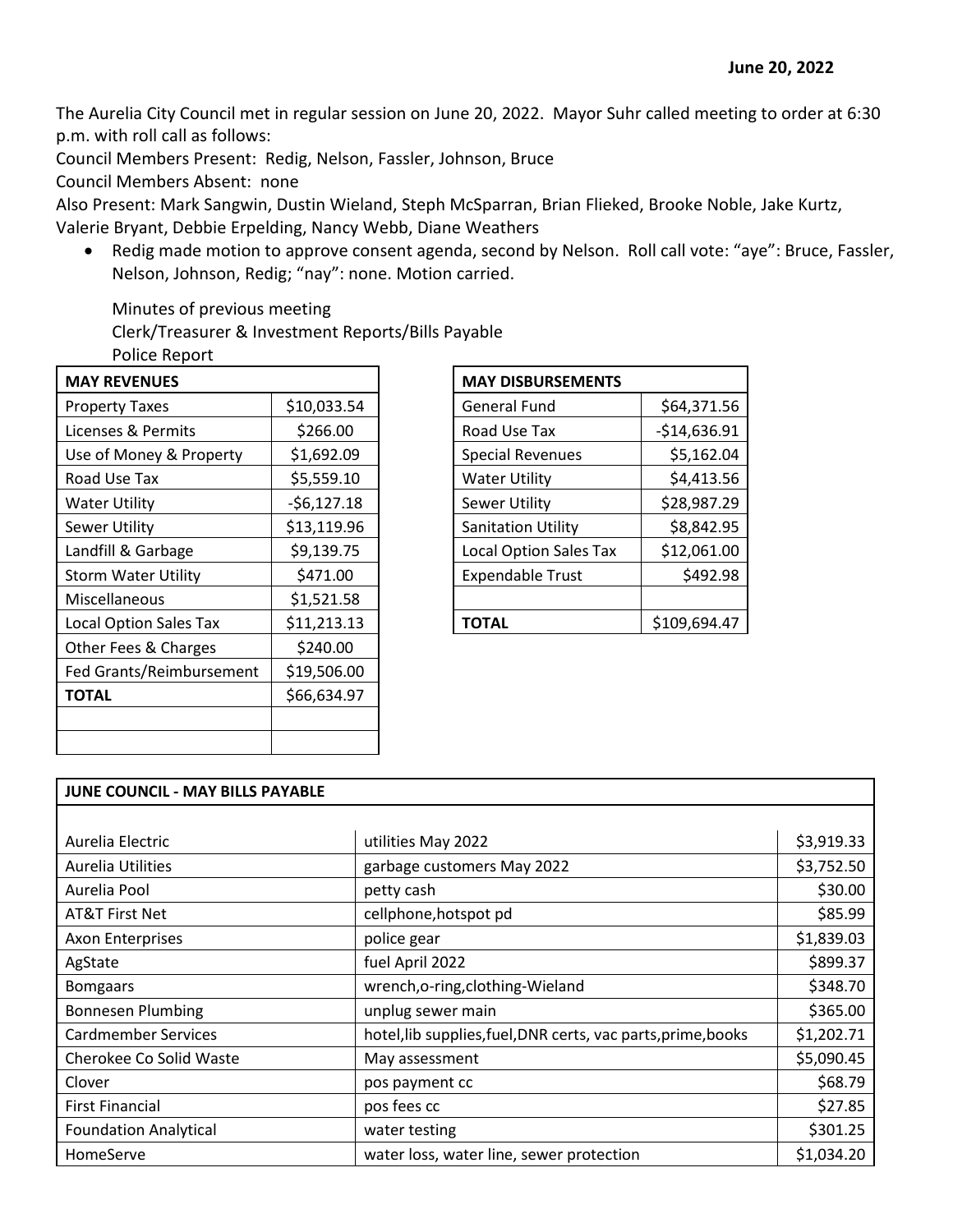**June 20, 2022**

The Aurelia City Council met in regular session on June 20, 2022. Mayor Suhr called meeting to order at 6:30 p.m. with roll call as follows:

Council Members Present: Redig, Nelson, Fassler, Johnson, Bruce

Council Members Absent: none

Also Present: Mark Sangwin, Dustin Wieland, Steph McSparran, Brian Flieked, Brooke Noble, Jake Kurtz, Valerie Bryant, Debbie Erpelding, Nancy Webb, Diane Weathers

- Redig made motion to approve consent agenda, second by Nelson. Roll call vote: "aye": Bruce, Fassler, Nelson, Johnson, Redig; "nay": none. Motion carried.

  Minutes of previous meeting
  Clerk/Treasurer & Investment Reports/Bills Payable
  Police Report

| MAY REVENUES | |
|---|---|
| Property Taxes | $10,033.54 |
| Licenses & Permits | $266.00 |
| Use of Money & Property | $1,692.09 |
| Road Use Tax | $5,559.10 |
| Water Utility | -$6,127.18 |
| Sewer Utility | $13,119.96 |
| Landfill & Garbage | $9,139.75 |
| Storm Water Utility | $471.00 |
| Miscellaneous | $1,521.58 |
| Local Option Sales Tax | $11,213.13 |
| Other Fees & Charges | $240.00 |
| Fed Grants/Reimbursement | $19,506.00 |
| **TOTAL** | $66,634.97 |

| MAY DISBURSEMENTS | |
|---|---|
| General Fund | $64,371.56 |
| Road Use Tax | -$14,636.91 |
| Special Revenues | $5,162.04 |
| Water Utility | $4,413.56 |
| Sewer Utility | $28,987.29 |
| Sanitation Utility | $8,842.95 |
| Local Option Sales Tax | $12,061.00 |
| Expendable Trust | $492.98 |
| | |
| **TOTAL** | $109,694.47 |

| JUNE COUNCIL - MAY BILLS PAYABLE | | |
|---|---|---|
| Aurelia Electric | utilities May 2022 | $3,919.33 |
| Aurelia Utilities | garbage customers May 2022 | $3,752.50 |
| Aurelia Pool | petty cash | $30.00 |
| AT&T First Net | cellphone,hotspot pd | $85.99 |
| Axon Enterprises | police gear | $1,839.03 |
| AgState | fuel April 2022 | $899.37 |
| Bomgaars | wrench,o-ring,clothing-Wieland | $348.70 |
| Bonnesen Plumbing | unplug sewer main | $365.00 |
| Cardmember Services | hotel,lib supplies,fuel,DNR certs, vac parts,prime,books | $1,202.71 |
| Cherokee Co Solid Waste | May assessment | $5,090.45 |
| Clover | pos payment cc | $68.79 |
| First Financial | pos fees cc | $27.85 |
| Foundation Analytical | water testing | $301.25 |
| HomeServe | water loss, water line, sewer protection | $1,034.20 |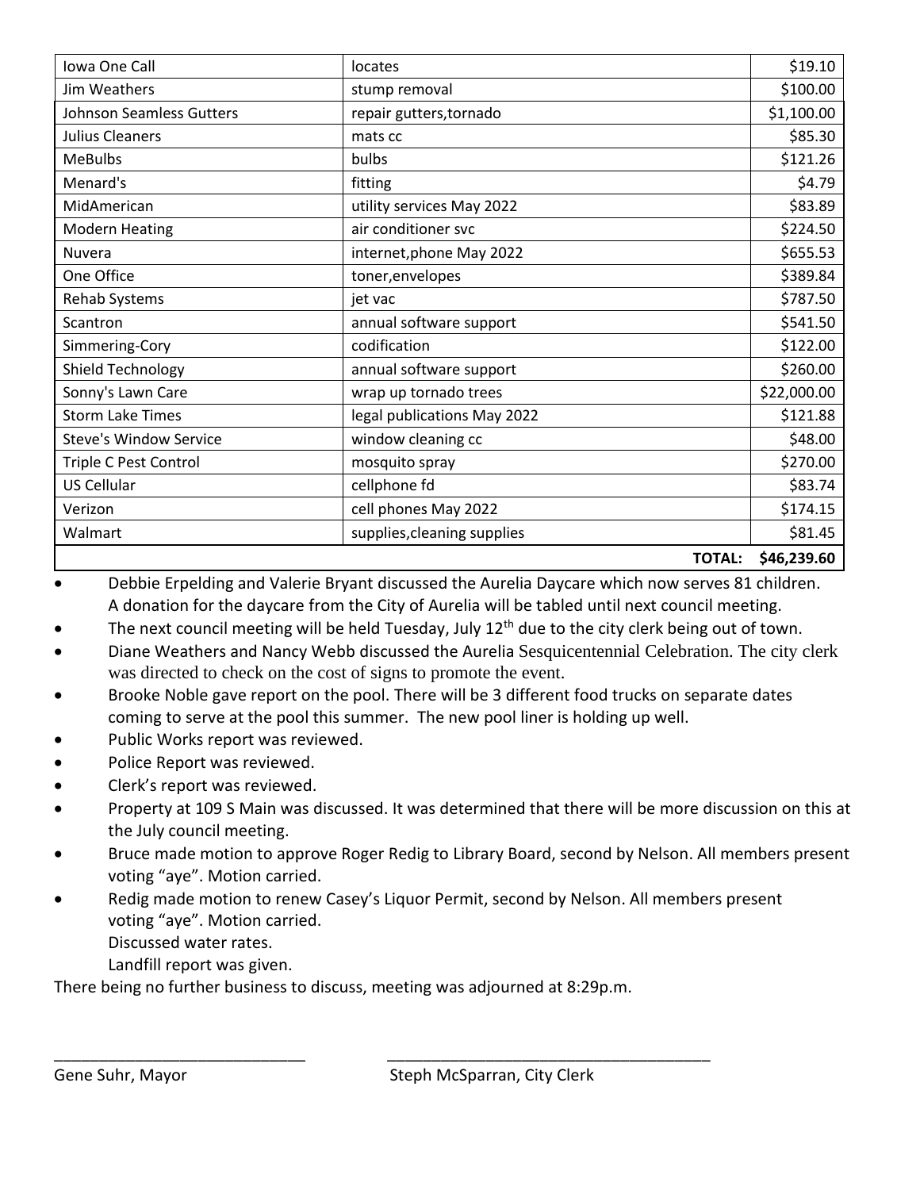| | | |
|---|---|---|
| Iowa One Call | locates | $19.10 |
| Jim Weathers | stump removal | $100.00 |
| Johnson Seamless Gutters | repair gutters,tornado | $1,100.00 |
| Julius Cleaners | mats cc | $85.30 |
| MeBulbs | bulbs | $121.26 |
| Menard's | fitting | $4.79 |
| MidAmerican | utility services May 2022 | $83.89 |
| Modern Heating | air conditioner svc | $224.50 |
| Nuvera | internet,phone May 2022 | $655.53 |
| One Office | toner,envelopes | $389.84 |
| Rehab Systems | jet vac | $787.50 |
| Scantron | annual software support | $541.50 |
| Simmering-Cory | codification | $122.00 |
| Shield Technology | annual software support | $260.00 |
| Sonny's Lawn Care | wrap up tornado trees | $22,000.00 |
| Storm Lake Times | legal publications May 2022 | $121.88 |
| Steve's Window Service | window cleaning cc | $48.00 |
| Triple C Pest Control | mosquito spray | $270.00 |
| US Cellular | cellphone fd | $83.74 |
| Verizon | cell phones May 2022 | $174.15 |
| Walmart | supplies,cleaning supplies | $81.45 |
| | **TOTAL:** | **$46,239.60** |

- Debbie Erpelding and Valerie Bryant discussed the Aurelia Daycare which now serves 81 children. A donation for the daycare from the City of Aurelia will be tabled until next council meeting.
- The next council meeting will be held Tuesday, July 12th due to the city clerk being out of town.
- Diane Weathers and Nancy Webb discussed the Aurelia Sesquicentennial Celebration. The city clerk was directed to check on the cost of signs to promote the event.
- Brooke Noble gave report on the pool. There will be 3 different food trucks on separate dates coming to serve at the pool this summer. The new pool liner is holding up well.
- Public Works report was reviewed.
- Police Report was reviewed.
- Clerk's report was reviewed.
- Property at 109 S Main was discussed. It was determined that there will be more discussion on this at the July council meeting.
- Bruce made motion to approve Roger Redig to Library Board, second by Nelson. All members present voting "aye". Motion carried.
- Redig made motion to renew Casey's Liquor Permit, second by Nelson. All members present voting "aye". Motion carried.
  Discussed water rates.
  Landfill report was given.

There being no further business to discuss, meeting was adjourned at 8:29p.m.

\_\_\_\_\_\_\_\_\_\_\_\_\_\_\_\_\_\_\_\_\_\_\_\_\_\_\_\_ \_\_\_\_\_\_\_\_\_\_\_\_\_\_\_\_\_\_\_\_\_\_\_\_\_\_\_\_\_\_\_\_\_\_\_\_

Gene Suhr, Mayor Steph McSparran, City Clerk